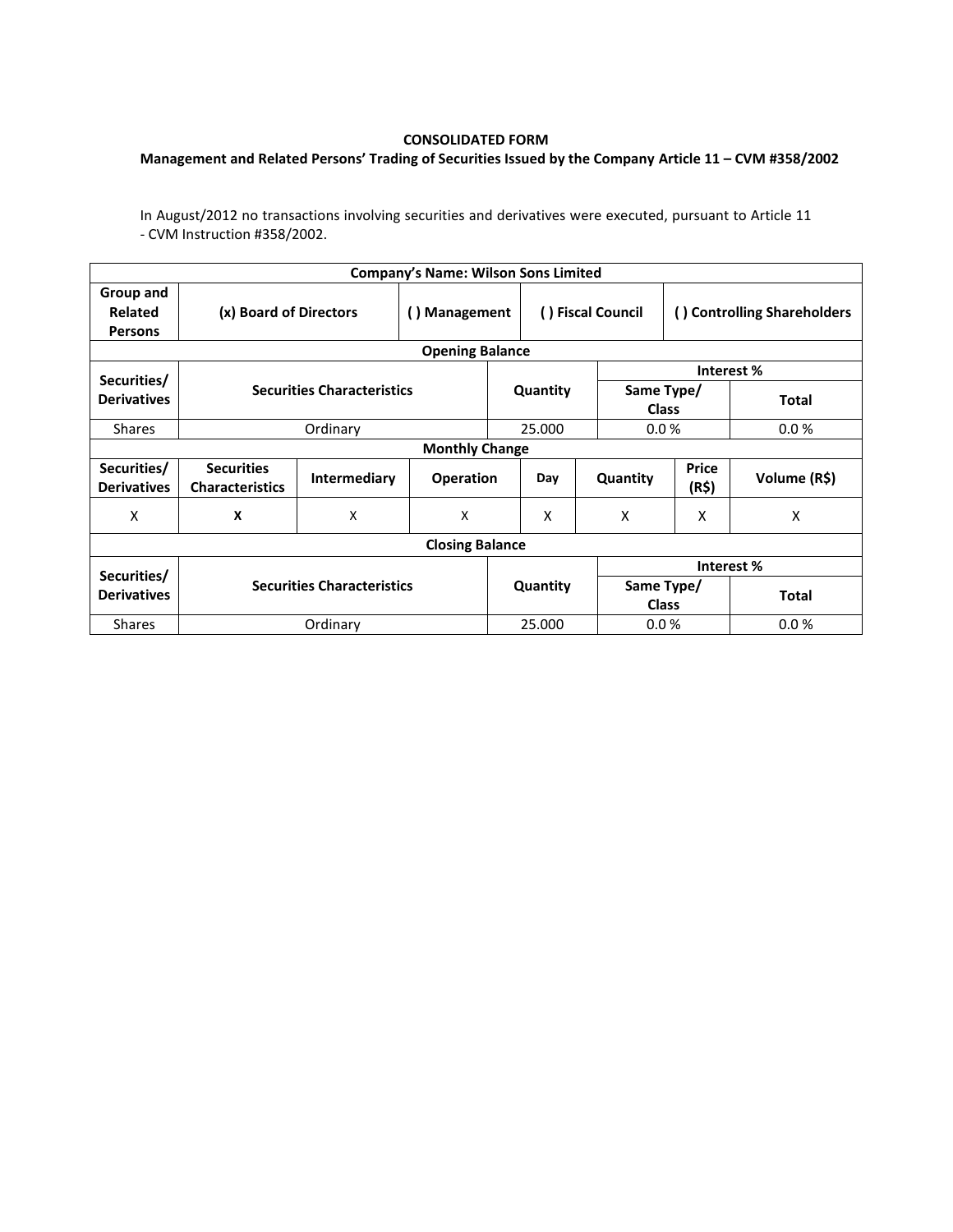**CONSOLIDATED FORM**

**Management and Related Persons' Trading of Securities Issued by the Company Article 11 – CVM #358/2002**

In August/2012 no transactions involving securities and derivatives were executed, pursuant to Article 11 - CVM Instruction #358/2002.

| **Company's Name: Wilson Sons Limited** | | | | | | | |
|---|---|---|---|---|---|---|---|
| **Group and Related Persons** | **(x) Board of Directors** | | **( ) Management** | **( ) Fiscal Council** | | **( ) Controlling Shareholders** | |
| **Opening Balance** | | | | | | | |
| **Securities/ Derivatives** | **Securities Characteristics** | | | **Quantity** | **Interest %** | | |
| | | | | | **Same Type/ Class** | | **Total** |
| Shares | Ordinary | | | 25.000 | 0.0 % | | 0.0 % |
| **Monthly Change** | | | | | | | |
| **Securities/ Derivatives** | **Securities Characteristics** | **Intermediary** | **Operation** | **Day** | **Quantity** | **Price (R$)** | **Volume (R$)** |
| X | **X** | X | X | X | X | X | X |
| **Closing Balance** | | | | | | | |
| **Securities/ Derivatives** | **Securities Characteristics** | | | **Quantity** | **Interest %** | | |
| | | | | | **Same Type/ Class** | | **Total** |
| Shares | Ordinary | | | 25.000 | 0.0 % | | 0.0 % |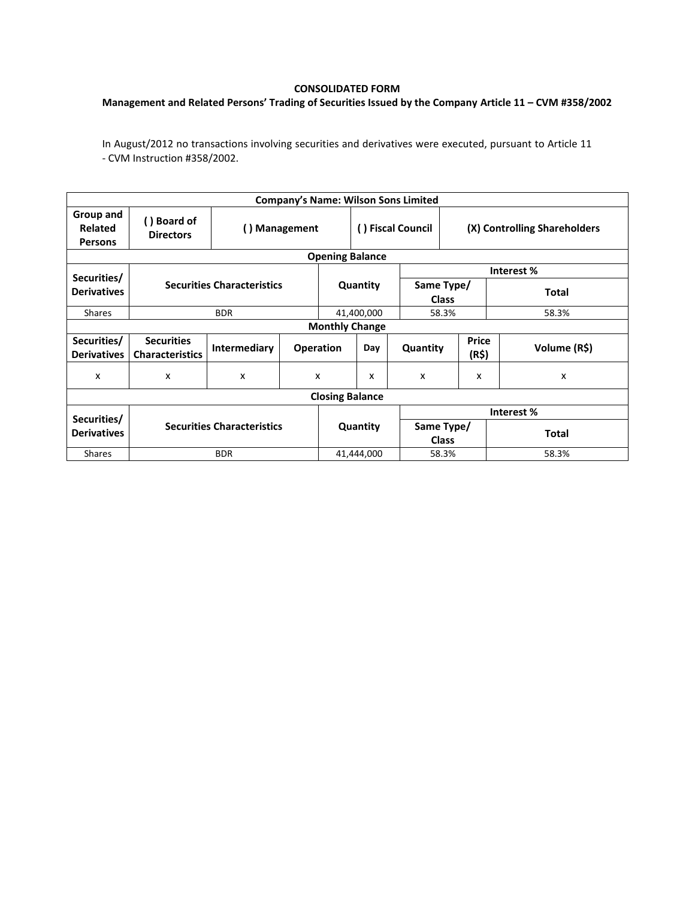**CONSOLIDATED FORM**

**Management and Related Persons' Trading of Securities Issued by the Company Article 11 – CVM #358/2002**

In August/2012 no transactions involving securities and derivatives were executed, pursuant to Article 11 - CVM Instruction #358/2002.

| **Company's Name: Wilson Sons Limited** | | | | | | | |
|---|---|---|---|---|---|---|---|
| **Group and Related Persons** | **( ) Board of Directors** | **( ) Management** | | **( ) Fiscal Council** | | **(X) Controlling Shareholders** | |
| **Opening Balance** | | | | | | | |
| **Securities/ Derivatives** | **Securities Characteristics** | | | **Quantity** | | **Interest %** | |
| | | | | | | **Same Type/ Class** | **Total** |
| Shares | BDR | | | 41,400,000 | | 58.3% | 58.3% |
| **Monthly Change** | | | | | | | |
| **Securities/ Derivatives** | **Securities Characteristics** | **Intermediary** | **Operation** | **Day** | **Quantity** | **Price (R$)** | **Volume (R$)** |
| x | x | x | x | x | x | x | x |
| **Closing Balance** | | | | | | | |
| **Securities/ Derivatives** | **Securities Characteristics** | | | **Quantity** | | **Interest %** | |
| | | | | | | **Same Type/ Class** | **Total** |
| Shares | BDR | | | 41,444,000 | | 58.3% | 58.3% |